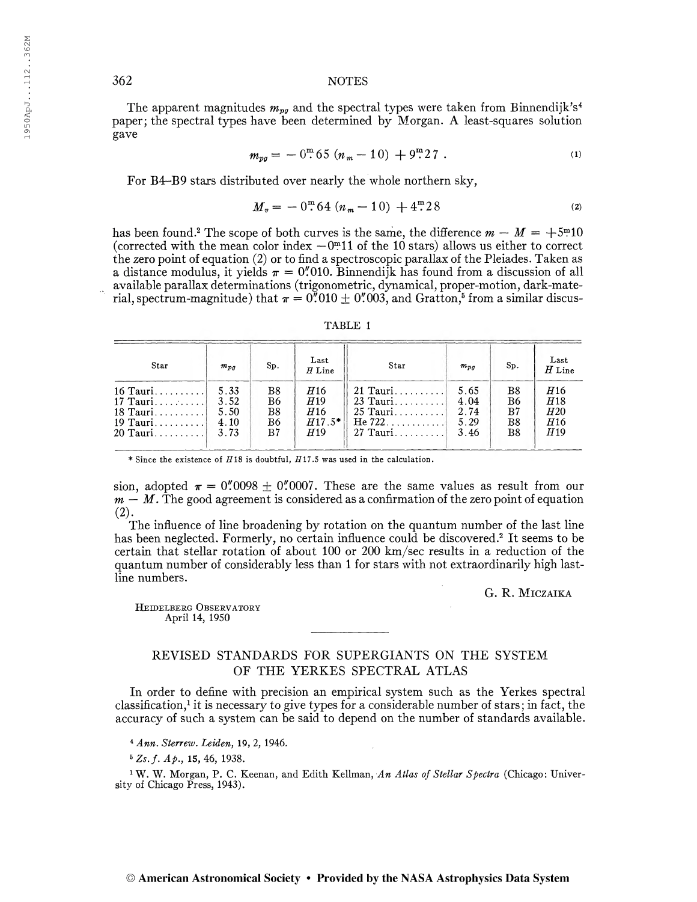The apparent magnitudes $m_{pg}$ and the spectral types were taken from Binnendijk's[4] paper; the spectral types have been determined by Morgan. A least-squares solution gave

$$m_{pg} = -0^{\mathrm{m}}.65\,(n_m - 10) + 9^{\mathrm{m}}.27\,. \tag{1}$$

For B4–B9 stars distributed over nearly the whole northern sky,

$$M_v = -0^{\mathrm{m}}.64\,(n_m - 10) + 4^{\mathrm{m}}.28 \tag{2}$$

has been found.[2] The scope of both curves is the same, the difference $m - M = +5^{\mathrm{m}}.10$ (corrected with the mean color index $-0^{\mathrm{m}}.11$ of the 10 stars) allows us either to correct the zero point of equation (2) or to find a spectroscopic parallax of the Pleiades. Taken as a distance modulus, it yields $\pi = 0''.010$. Binnendijk has found from a discussion of all available parallax determinations (trigonometric, dynamical, proper-motion, dark-material, spectrum-magnitude) that $\pi = 0''.010 \pm 0''.003$, and Gratton,[5] from a similar discussion, adopted $\pi = 0''.0098 \pm 0''.0007$. These are the same values as result from our $m - M$. The good agreement is considered as a confirmation of the zero point of equation (2).

TABLE 1

| Star | $m_{pg}$ | Sp. | Last $H$ Line | Star | $m_{pg}$ | Sp. | Last $H$ Line |
|---|---|---|---|---|---|---|---|
| 16 Tauri | 5.33 | B8 | $H$16 | 21 Tauri | 5.65 | B8 | $H$16 |
| 17 Tauri | 3.52 | B6 | $H$19 | 23 Tauri | 4.04 | B6 | $H$18 |
| 18 Tauri | 5.50 | B8 | $H$16 | 25 Tauri | 2.74 | B7 | $H$20 |
| 19 Tauri | 4.10 | B6 | $H$17.5* | He 722 | 5.29 | B8 | $H$16 |
| 20 Tauri | 3.73 | B7 | $H$19 | 27 Tauri | 3.46 | B8 | $H$19 |

\* Since the existence of $H$18 is doubtful, $H$17.5 was used in the calculation.

The influence of line broadening by rotation on the quantum number of the last line has been neglected. Formerly, no certain influence could be discovered.[2] It seems to be certain that stellar rotation of about 100 or 200 km/sec results in a reduction of the quantum number of considerably less than 1 for stars with not extraordinarily high last-line numbers.

G. R. MICZAIKA

HEIDELBERG OBSERVATORY
April 14, 1950

## REVISED STANDARDS FOR SUPERGIANTS ON THE SYSTEM OF THE YERKES SPECTRAL ATLAS

In order to define with precision an empirical system such as the Yerkes spectral classification,[1] it is necessary to give types for a considerable number of stars; in fact, the accuracy of such a system can be said to depend on the number of standards available.

[4] *Ann. Sterrew. Leiden*, 19, 2, 1946.

[5] *Zs. f. Ap.*, 15, 46, 1938.

[1] W. W. Morgan, P. C. Keenan, and Edith Kellman, *An Atlas of Stellar Spectra* (Chicago: University of Chicago Press, 1943).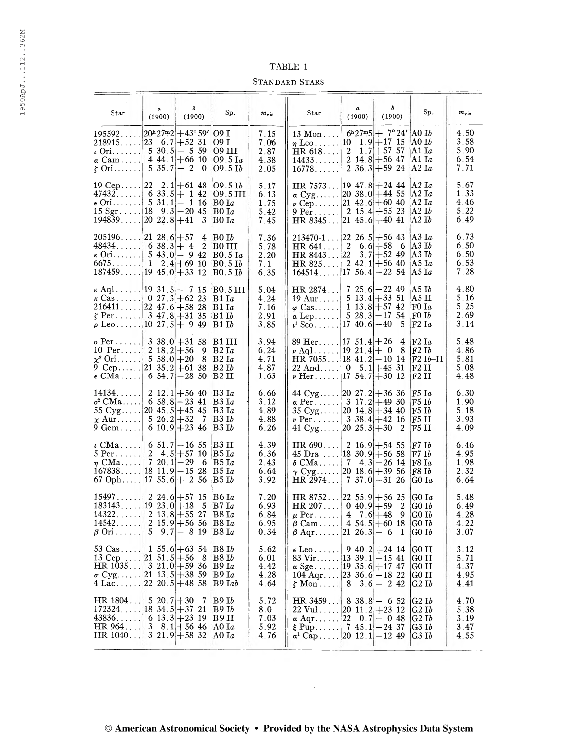TABLE 1

STANDARD STARS

| Star | α (1900) | δ (1900) | Sp. | $m_{vis}$ | Star | α (1900) | δ (1900) | Sp. | $m_{vis}$ |
|---|---|---|---|---|---|---|---|---|---|
| 195592 | 20h 27m.2 | +43° 59′ | O9 I | 7.15 | 13 Mon | 6h 27m.5 | + 7° 24′ | A0 *Ib* | 4.50 |
| 218915 | 23 6.7 | +52 31 | O9 I | 7.06 | η Leo | 10 1.9 | +17 15 | A0 *Ib* | 3.58 |
| ι Ori | 5 30.5 | − 5 59 | O9 III | 2.87 | HR 618 | 2 1.7 | +57 57 | A1 *Ia* | 5.90 |
| α Cam | 4 44.1 | +66 10 | O9.5 *Ia* | 4.38 | 14433 | 2 14.8 | +56 47 | A1 *Ia* | 6.54 |
| ζ Ori | 5 35.7 | − 2 0 | O9.5 *Ib* | 2.05 | 16778 | 2 36.3 | +59 24 | A2 *Ia* | 7.71 |
| 19 Cep | 22 2.1 | +61 48 | O9.5 *Ib* | 5.17 | HR 7573 | 19 47.8 | +24 44 | A2 *Ia* | 5.67 |
| 47432 | 6 33.5 | + 1 42 | O9.5 III | 6.13 | α Cyg | 20 38.0 | +44 55 | A2 *Ia* | 1.33 |
| ε Ori | 5 31.1 | − 1 16 | B0 *Ia* | 1.75 | ν Cep | 21 42.6 | +60 40 | A2 *Ia* | 4.46 |
| 15 Sgr | 18 9.3 | −20 45 | B0 *Ia* | 5.42 | 9 Per | 2 15.4 | +55 23 | A2 *Ib* | 5.22 |
| 194839 | 20 22.8 | +41 3 | B0 *Ia* | 7.45 | HR 8345 | 21 45.6 | +40 41 | A2 *Ib* | 6.49 |
| 205196 | 21 28.6 | +57 4 | B0 *Ib* | 7.36 | 213470-1 | 22 26.5 | +56 43 | A3 *Ia* | 6.73 |
| 48434 | 6 38.3 | + 4 2 | B0 III | 5.78 | HR 641 | 2 6.6 | +58 6 | A3 *Ib* | 6.50 |
| κ Ori | 5 43.0 | − 9 42 | B0.5 *Ia* | 2.20 | HR 8443 | 22 3.7 | +52 49 | A3 *Ib* | 6.50 |
| 6675 | 1 2.4 | +69 10 | B0.5 *Ib* | 7.1 | HR 825 | 2 42.1 | +56 40 | A5 *Ia* | 6.53 |
| 187459 | 19 45.0 | +33 12 | B0.5 *Ib* | 6.35 | 164514 | 17 56.4 | −22 54 | A5 *Ia* | 7.28 |
| κ Aql | 19 31.5 | − 7 15 | B0.5 III | 5.04 | HR 2874 | 7 25.6 | −22 49 | A5 *Ib* | 4.80 |
| κ Cas | 0 27.3 | +62 23 | B1 *Ia* | 4.24 | 19 Aur | 5 13.4 | +33 51 | A5 II | 5.16 |
| 216411 | 22 47.6 | +58 28 | B1 *Ia* | 7.16 | φ Cas | 1 13.8 | +57 42 | F0 *Ia* | 5.25 |
| ζ Per | 3 47.8 | +31 35 | B1 *Ib* | 2.91 | α Lep | 5 28.3 | −17 54 | F0 *Ib* | 2.69 |
| ρ Leo | 10 27.5 | + 9 49 | B1 *Ib* | 3.85 | $\iota^1$ Sco | 17 40.6 | −40 5 | F2 *Ia* | 3.14 |
| o Per | 3 38.0 | +31 58 | B1 III | 3.94 | 89 Her | 17 51.4 | +26 4 | F2 *Ia* | 5.48 |
| 10 Per | 2 18.2 | +56 9 | B2 *Ia* | 6.24 | ν Aql | 19 21.4 | + 0 8 | F2 *Ib* | 4.86 |
| $\chi^2$ Ori | 5 58.0 | +20 8 | B2 *Ia* | 4.71 | HR 7055 | 18 41.2 | −10 14 | F2 *Ib*–II | 5.81 |
| 9 Cep | 21 35.2 | +61 38 | B2 *Ib* | 4.87 | 22 And | 0 5.1 | +45 31 | F2 II | 5.08 |
| ε CMa | 6 54.7 | −28 50 | B2 II | 1.63 | ν Her | 17 54.7 | +30 12 | F2 II | 4.48 |
| 14134 | 2 12.1 | +56 40 | B3 *Ia* | 6.66 | 44 Cyg | 20 27.2 | +36 36 | F5 *Ia* | 6.30 |
| $o^2$ CMa | 6 58.8 | −23 41 | B3 *Ia* | 3.12 | α Per | 3 17.2 | +49 30 | F5 *Ib* | 1.90 |
| 55 Cyg | 20 45.5 | +45 45 | B3 *Ia* | 4.89 | 35 Cyg | 20 14.8 | +34 40 | F5 *Ib* | 5.18 |
| χ Aur | 5 26.2 | +32 7 | B3 *Ib* | 4.88 | ν Per | 3 38.4 | +42 16 | F5 II | 3.93 |
| 9 Gem | 6 10.9 | +23 46 | B3 *Ib* | 6.26 | 41 Cyg | 20 25.3 | +30 2 | F5 II | 4.09 |
| ι CMa | 6 51.7 | −16 55 | B3 II | 4.39 | HR 690 | 2 16.9 | +54 55 | F7 *Ib* | 6.46 |
| 5 Per | 2 4.5 | +57 10 | B5 *Ia* | 6.36 | 45 Dra | 18 30.9 | +56 58 | F7 *Ib* | 4.95 |
| η CMa | 7 20.1 | −29 6 | B5 *Ia* | 2.43 | δ CMa | 7 4.3 | −26 14 | F8 *Ia* | 1.98 |
| 167838 | 18 11.9 | −15 28 | B5 *Ia* | 6.64 | γ Cyg | 20 18.6 | +39 56 | F8 *Ib* | 2.32 |
| 67 Oph | 17 55.6 | + 2 56 | B5 *Ib* | 3.92 | HR 2974 | 7 37.0 | −31 26 | G0 *Ia* | 6.64 |
| 15497 | 2 24.6 | +57 15 | B6 *Ia* | 7.20 | HR 8752 | 22 55.9 | +56 25 | G0 *Ia* | 5.48 |
| 183143 | 19 23.0 | +18 5 | B7 *Ia* | 6.93 | HR 207 | 0 40.9 | +59 2 | G0 *Ib* | 6.49 |
| 14322 | 2 13.8 | +55 27 | B8 *Ia* | 6.84 | μ Per | 4 7.6 | +48 9 | G0 *Ib* | 4.28 |
| 14542 | 2 15.9 | +56 56 | B8 *Ia* | 6.95 | β Cam | 4 54.5 | +60 18 | G0 *Ib* | 4.22 |
| β Ori | 5 9.7 | − 8 19 | B8 *Ia* | 0.34 | β Aqr | 21 26.3 | − 6 1 | G0 *Ib* | 3.07 |
| 53 Cas | 1 55.6 | +63 54 | B8 *Ib* | 5.62 | ε Leo | 9 40.2 | +24 14 | G0 II | 3.12 |
| 13 Cep | 21 51.5 | +56 8 | B8 *Ib* | 6.01 | 83 Vir | 13 39.1 | −15 41 | G0 II | 5.71 |
| HR 1035 | 3 21.0 | +59 36 | B9 *Ia* | 4.42 | α Sge | 19 35.6 | +17 47 | G0 II | 4.37 |
| σ Cyg | 21 13.5 | +38 59 | B9 *Ia* | 4.28 | 104 Aqr | 23 36.6 | −18 22 | G0 II | 4.95 |
| 4 Lac | 22 20.5 | +48 58 | B9 *Iab* | 4.64 | ζ Mon | 8 3.6 | − 2 42 | G2 *Ib* | 4.41 |
| HR 1804 | 5 20.7 | +30 7 | B9 *Ib* | 5.72 | HR 3459 | 8 38.8 | − 6 52 | G2 *Ib* | 4.70 |
| 172324 | 18 34.5 | +37 21 | B9 *Ib* | 8.0 | 22 Vul | 20 11.2 | +23 12 | G2 *Ib* | 5.38 |
| 43836 | 6 13.3 | +23 19 | B9 II | 7.03 | α Aqr | 22 0.7 | − 0 48 | G2 *Ib* | 3.19 |
| HR 964 | 3 8.1 | +56 46 | A0 *Ia* | 5.92 | ξ Pup | 7 45.1 | −24 37 | G3 *Ib* | 3.47 |
| HR 1040 | 3 21.9 | +58 32 | A0 *Ia* | 4.76 | $\alpha^1$ Cap | 20 12.1 | −12 49 | G3 *Ib* | 4.55 |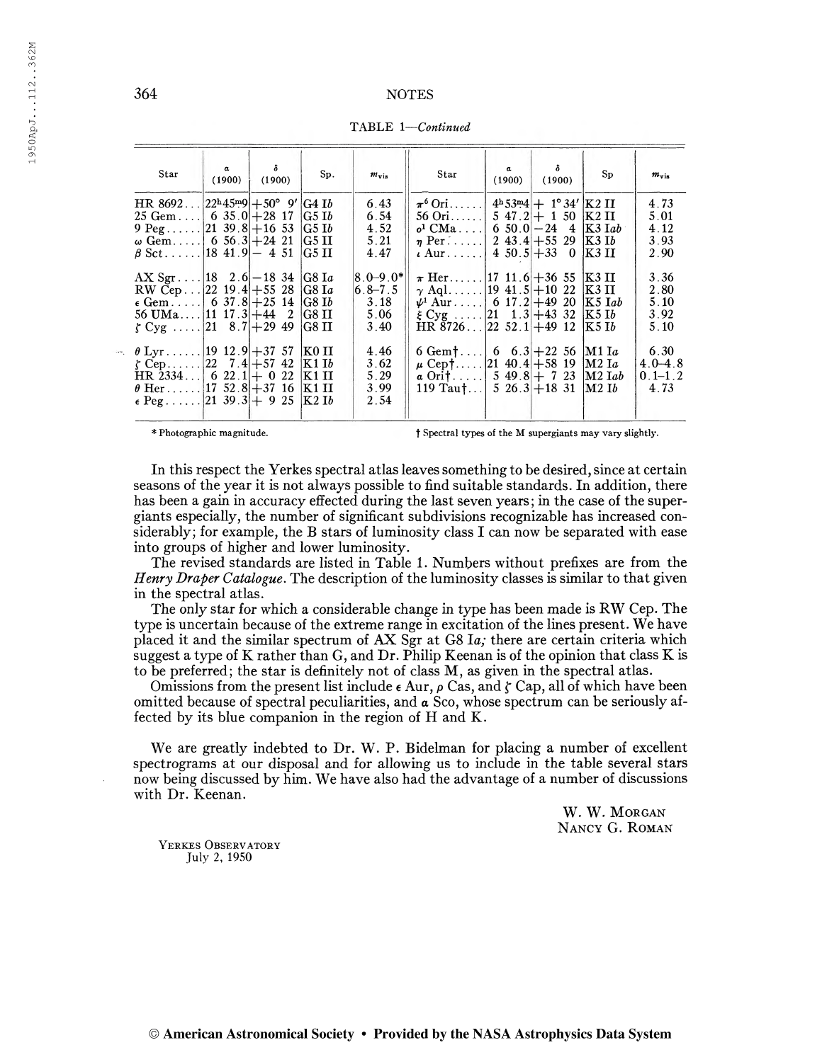TABLE 1—*Continued*

| Star | α (1900) | δ (1900) | Sp. | $m_{vis}$ | Star | α (1900) | δ (1900) | Sp | $m_{vis}$ |
|---|---|---|---|---|---|---|---|---|---|
| HR 8692 | 22h45m9 | +50° 9′ | G4 I*b* | 6.43 | $\pi^6$ Ori | 4h53m4 | + 1° 34′ | K2 II | 4.73 |
| 25 Gem | 6 35.0 | +28 17 | G5 I*b* | 6.54 | 56 Ori | 5 47.2 | + 1 50 | K2 II | 5.01 |
| 9 Peg | 21 39.8 | +16 53 | G5 I*b* | 4.52 | $o^1$ CMa | 6 50.0 | −24 4 | K3 I*ab* | 4.12 |
| ω Gem | 6 56.3 | +24 21 | G5 II | 5.21 | η Per | 2 43.4 | +55 29 | K3 I*b* | 3.93 |
| β Sct | 18 41.9 | − 4 51 | G5 II | 4.47 | ι Aur | 4 50.5 | +33 0 | K3 II | 2.90 |
| AX Sgr | 18 2.6 | −18 34 | G8 I*a* | 8.0–9.0* | π Her | 17 11.6 | +36 55 | K3 II | 3.36 |
| RW Cep | 22 19.4 | +55 28 | G8 I*a* | 6.8–7.5 | γ Aql | 19 41.5 | +10 22 | K3 II | 2.80 |
| ε Gem | 6 37.8 | +25 14 | G8 I*b* | 3.18 | $\psi^1$ Aur | 6 17.2 | +49 20 | K5 I*ab* | 5.10 |
| 56 UMa | 11 17.3 | +44 2 | G8 II | 5.06 | ξ Cyg | 21 1.3 | +43 32 | K5 I*b* | 3.92 |
| ζ Cyg | 21 8.7 | +29 49 | G8 II | 3.40 | HR 8726 | 22 52.1 | +49 12 | K5 I*b* | 5.10 |
| θ Lyr | 19 12.9 | +37 57 | K0 II | 4.46 | 6 Gem† | 6 6.3 | +22 56 | M1 I*a* | 6.30 |
| ζ Cep | 22 7.4 | +57 42 | K1 I*b* | 3.62 | μ Cep† | 21 40.4 | +58 19 | M2 I*a* | 4.0–4.8 |
| HR 2334 | 6 22.1 | + 0 22 | K1 II | 5.29 | α Ori† | 5 49.8 | + 7 23 | M2 I*ab* | 0.1–1.2 |
| θ Her | 17 52.8 | +37 16 | K1 II | 3.99 | 119 Tau† | 5 26.3 | +18 31 | M2 I*b* | 4.73 |
| ε Peg | 21 39.3 | + 9 25 | K2 I*b* | 2.54 | | | | | |

\* Photographic magnitude.

† Spectral types of the M supergiants may vary slightly.

In this respect the Yerkes spectral atlas leaves something to be desired, since at certain seasons of the year it is not always possible to find suitable standards. In addition, there has been a gain in accuracy effected during the last seven years; in the case of the supergiants especially, the number of significant subdivisions recognizable has increased considerably; for example, the B stars of luminosity class I can now be separated with ease into groups of higher and lower luminosity.

The revised standards are listed in Table 1. Numbers without prefixes are from the *Henry Draper Catalogue*. The description of the luminosity classes is similar to that given in the spectral atlas.

The only star for which a considerable change in type has been made is RW Cep. The type is uncertain because of the extreme range in excitation of the lines present. We have placed it and the similar spectrum of AX Sgr at G8 I*a;* there are certain criteria which suggest a type of K rather than G, and Dr. Philip Keenan is of the opinion that class K is to be preferred; the star is definitely not of class M, as given in the spectral atlas.

Omissions from the present list include ε Aur, ρ Cas, and ζ Cap, all of which have been omitted because of spectral peculiarities, and α Sco, whose spectrum can be seriously affected by its blue companion in the region of H and K.

We are greatly indebted to Dr. W. P. Bidelman for placing a number of excellent spectrograms at our disposal and for allowing us to include in the table several stars now being discussed by him. We have also had the advantage of a number of discussions with Dr. Keenan.

W. W. Morgan
Nancy G. Roman

Yerkes Observatory
July 2, 1950